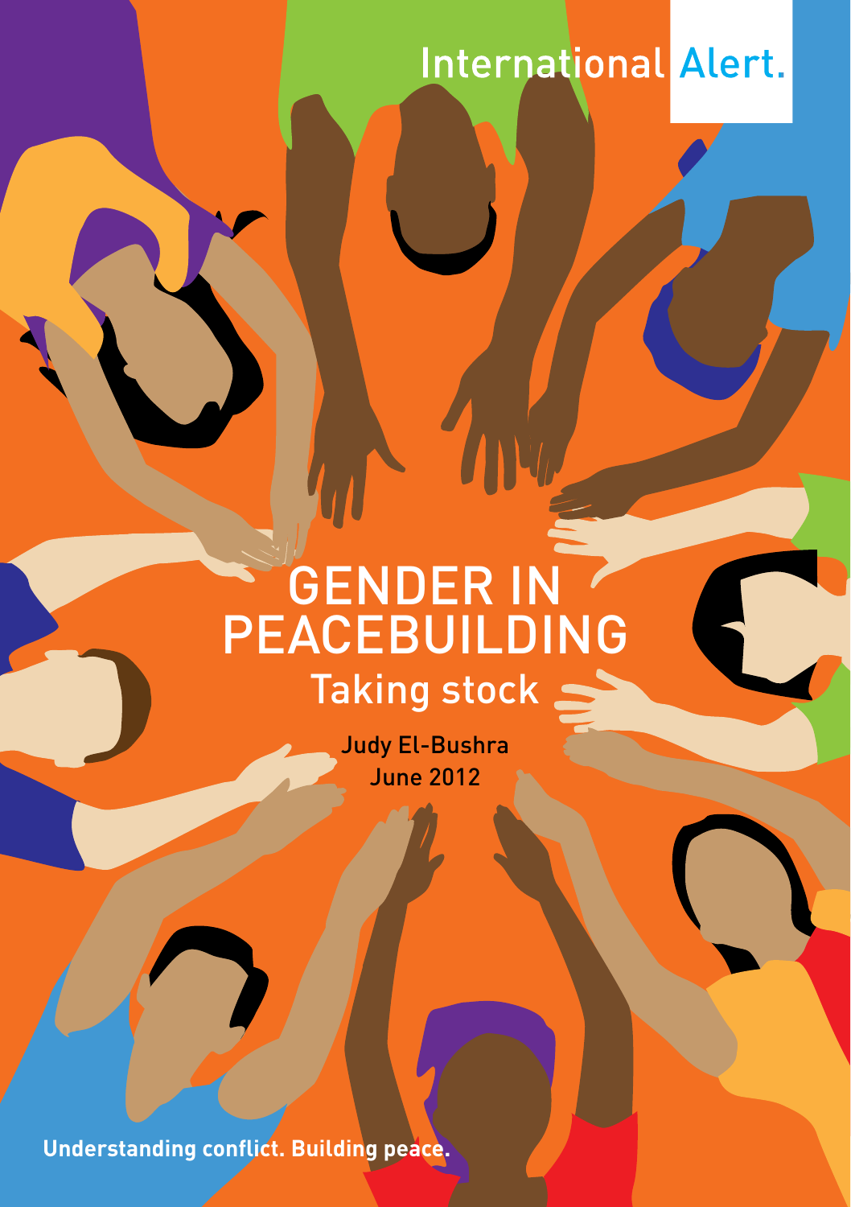International Alert.

# GENDER IN PEACEBUILDING

## Taking stock

Judy El-Bushra

June 2012

**Understanding conflict. Building peace.**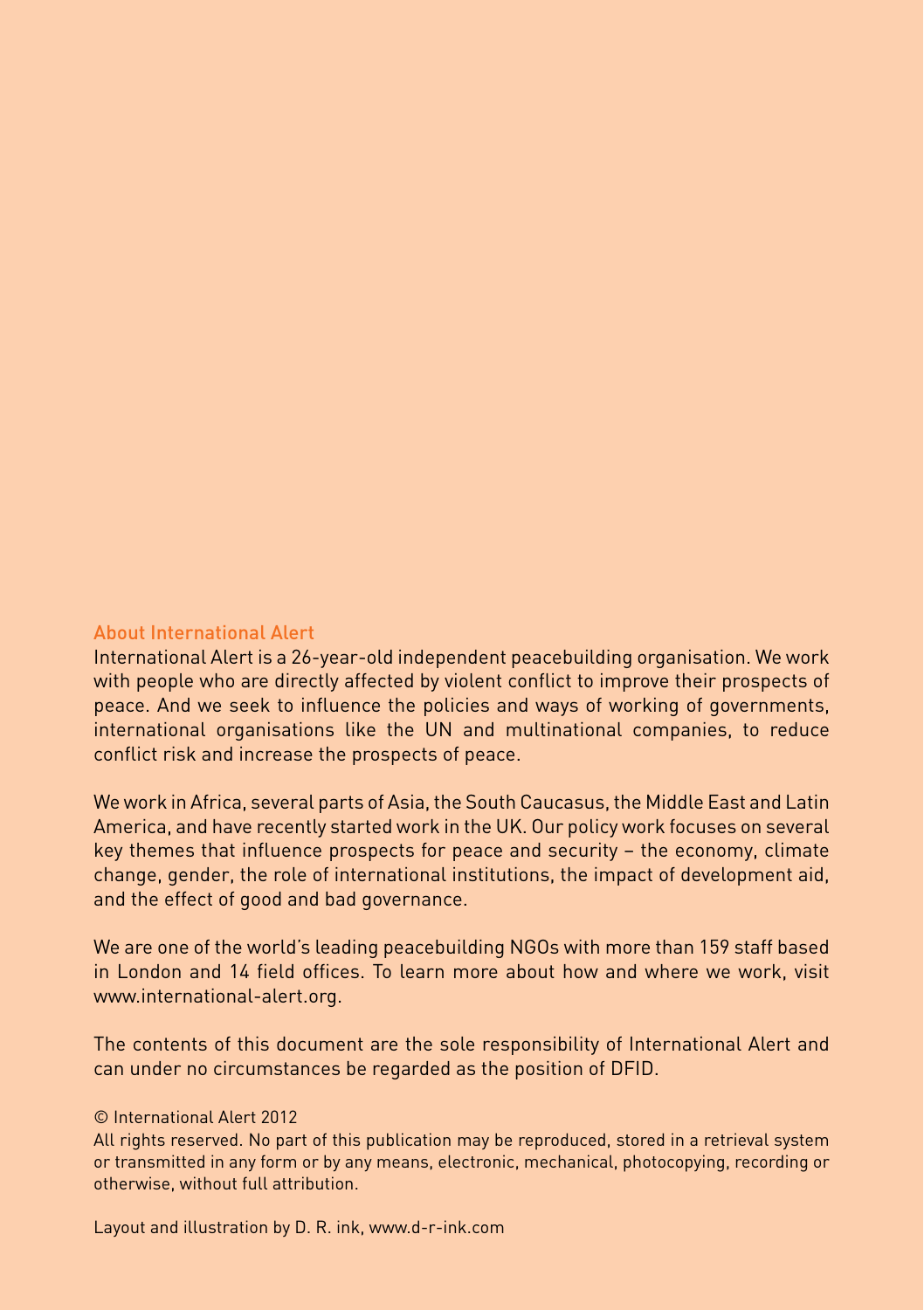## About International Alert

International Alert is a 26-year-old independent peacebuilding organisation. We work with people who are directly affected by violent conflict to improve their prospects of peace. And we seek to influence the policies and ways of working of governments, international organisations like the UN and multinational companies, to reduce conflict risk and increase the prospects of peace.

We work in Africa, several parts of Asia, the South Caucasus, the Middle East and Latin America, and have recently started work in the UK. Our policy work focuses on several key themes that influence prospects for peace and security – the economy, climate change, gender, the role of international institutions, the impact of development aid, and the effect of good and bad governance.

We are one of the world's leading peacebuilding NGOs with more than 159 staff based in London and 14 field offices. To learn more about how and where we work, visit www.international-alert.org.

The contents of this document are the sole responsibility of International Alert and can under no circumstances be regarded as the position of DFID.

© International Alert 2012

All rights reserved. No part of this publication may be reproduced, stored in a retrieval system or transmitted in any form or by any means, electronic, mechanical, photocopying, recording or otherwise, without full attribution.

Layout and illustration by D. R. ink, www.d-r-ink.com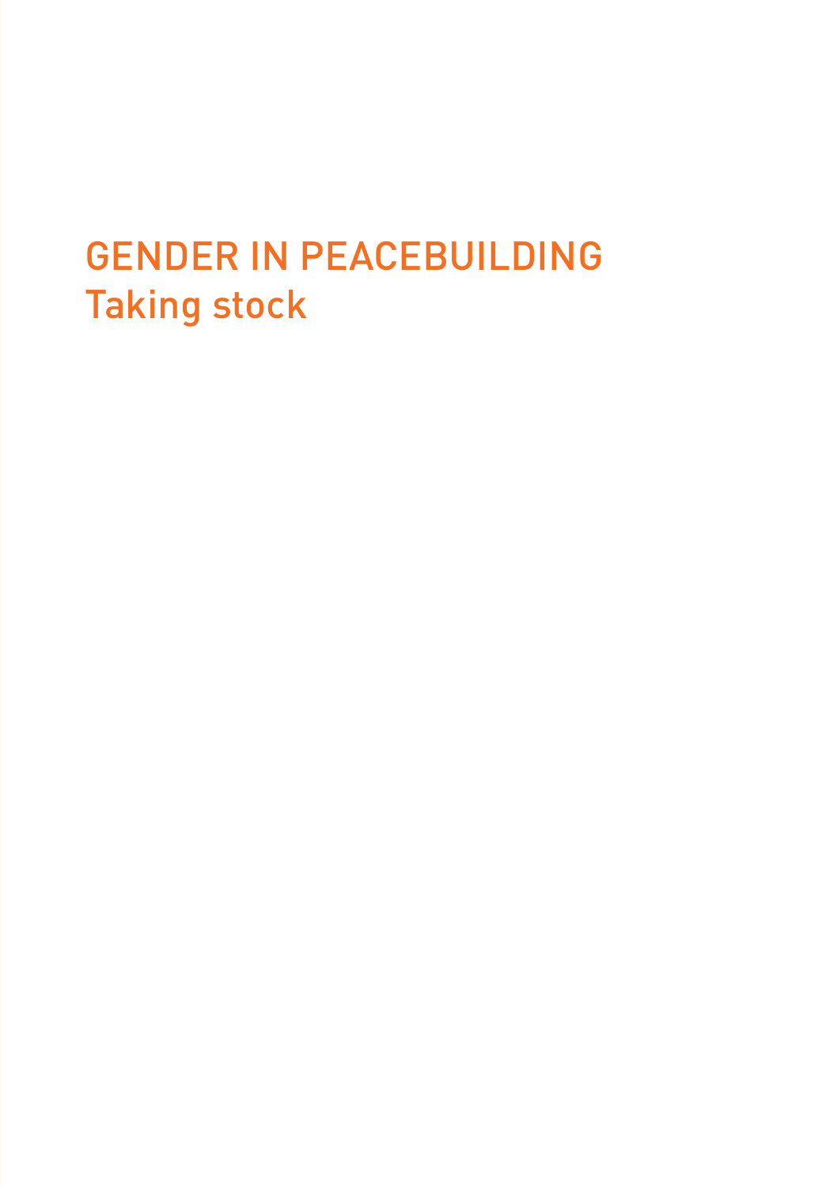# GENDER IN PEACEBUILDING

## Taking stock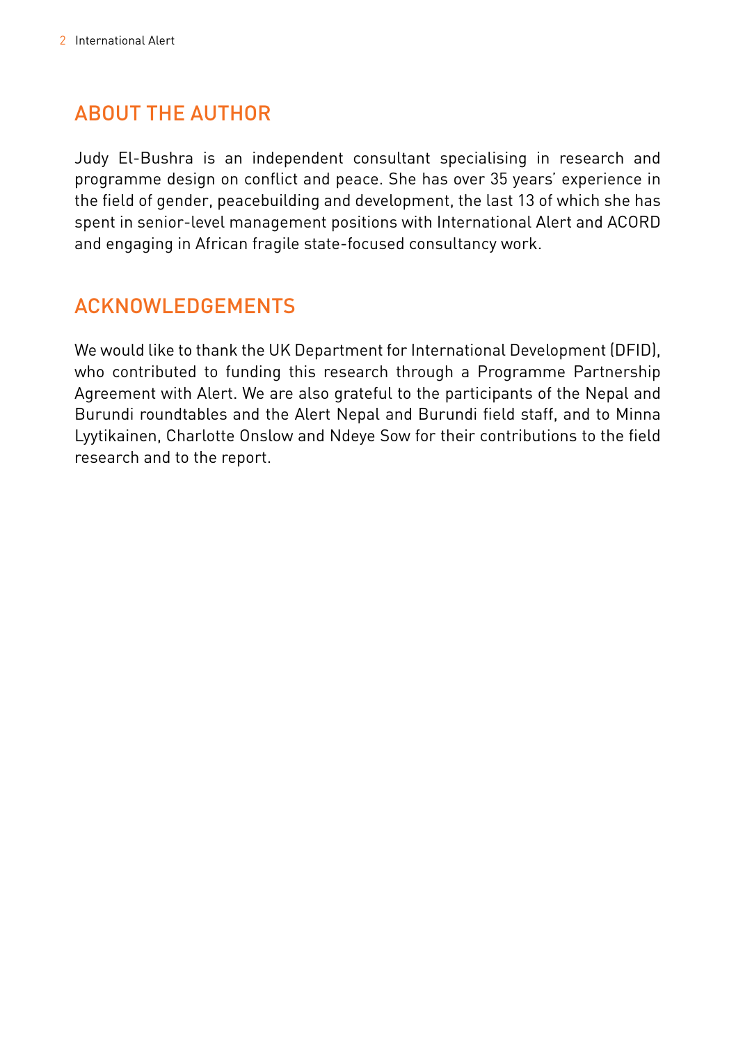## ABOUT THE AUTHOR

Judy El-Bushra is an independent consultant specialising in research and programme design on conflict and peace. She has over 35 years' experience in the field of gender, peacebuilding and development, the last 13 of which she has spent in senior-level management positions with International Alert and ACORD and engaging in African fragile state-focused consultancy work.

## ACKNOWLEDGEMENTS

We would like to thank the UK Department for International Development (DFID), who contributed to funding this research through a Programme Partnership Agreement with Alert. We are also grateful to the participants of the Nepal and Burundi roundtables and the Alert Nepal and Burundi field staff, and to Minna Lyytikainen, Charlotte Onslow and Ndeye Sow for their contributions to the field research and to the report.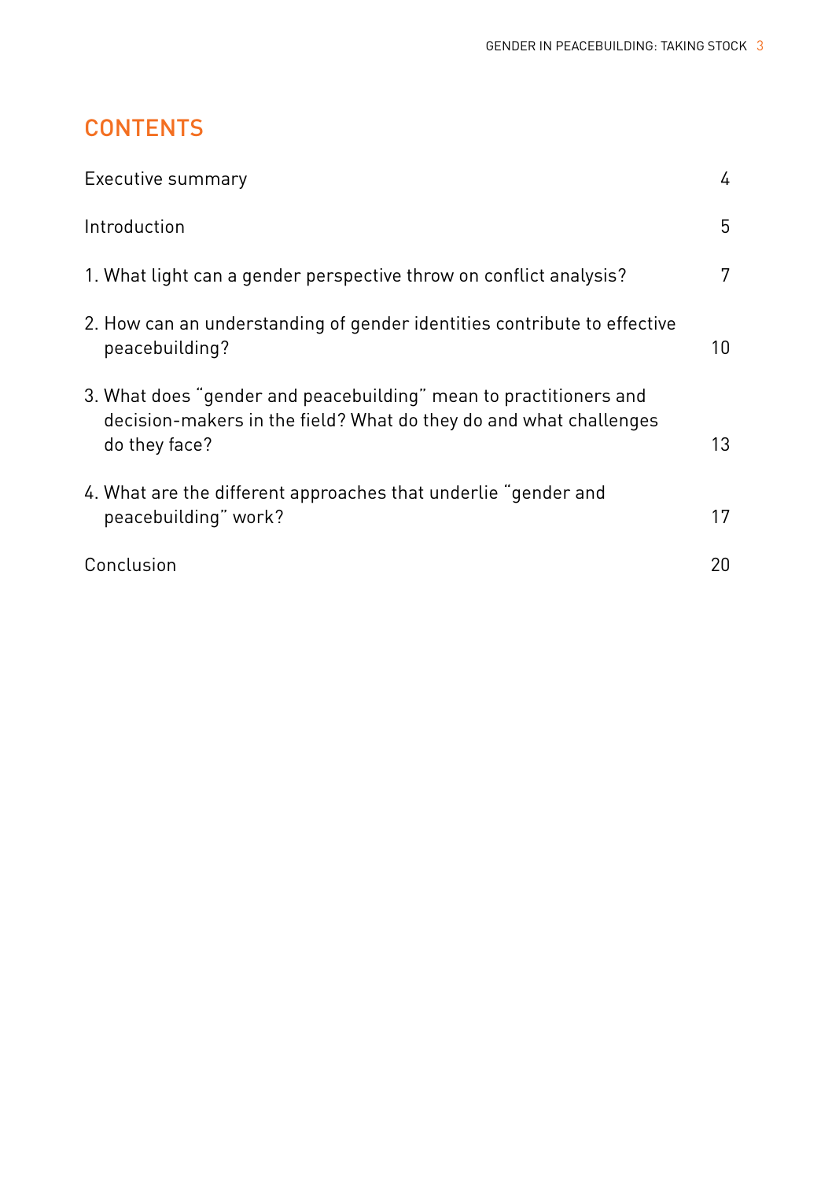# CONTENTS

| | |
|---|---|
| Executive summary | 4 |
| Introduction | 5 |
| 1. What light can a gender perspective throw on conflict analysis? | 7 |
| 2. How can an understanding of gender identities contribute to effective peacebuilding? | 10 |
| 3. What does "gender and peacebuilding" mean to practitioners and decision-makers in the field? What do they do and what challenges do they face? | 13 |
| 4. What are the different approaches that underlie "gender and peacebuilding" work? | 17 |
| Conclusion | 20 |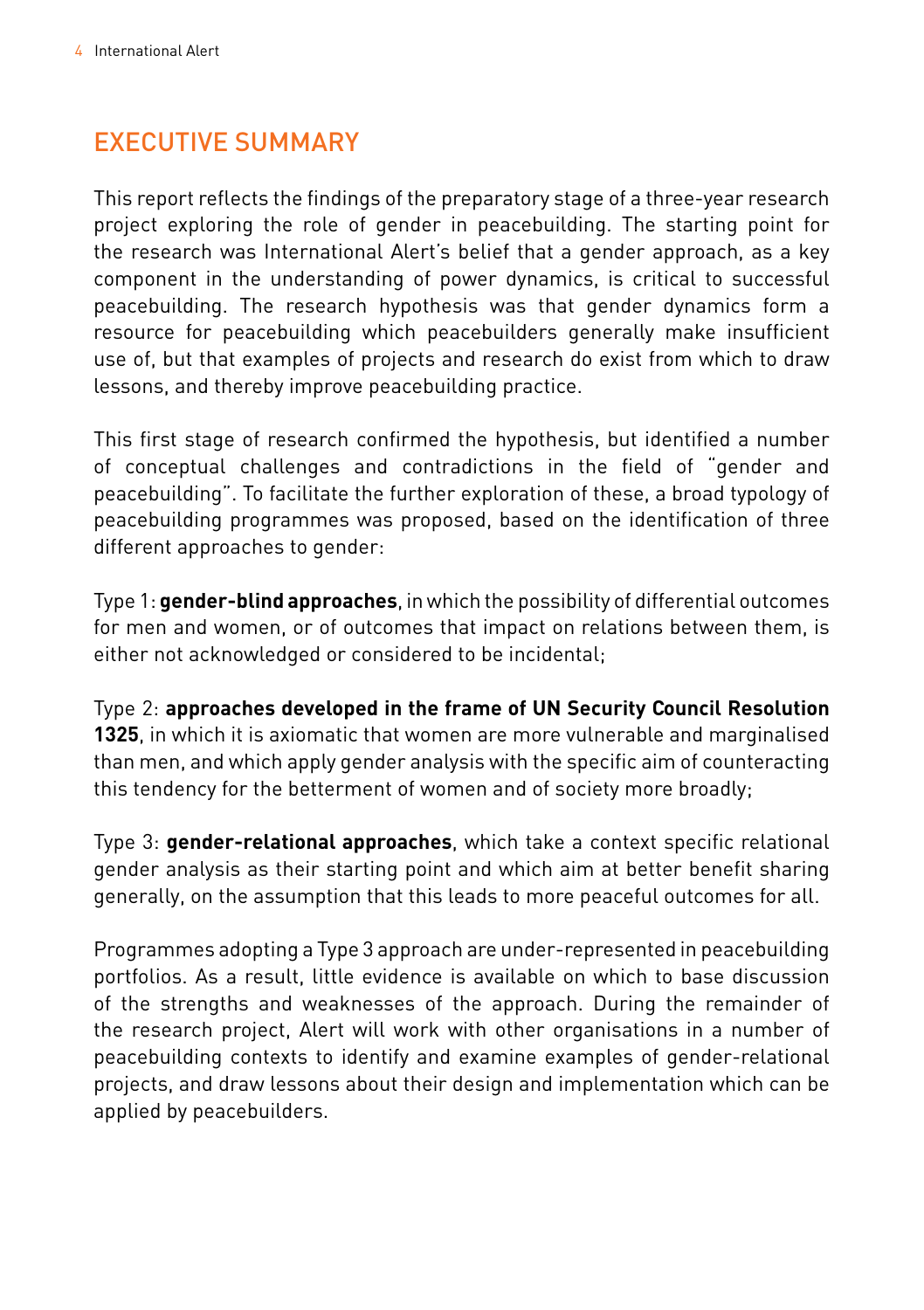## EXECUTIVE SUMMARY

This report reflects the findings of the preparatory stage of a three-year research project exploring the role of gender in peacebuilding. The starting point for the research was International Alert's belief that a gender approach, as a key component in the understanding of power dynamics, is critical to successful peacebuilding. The research hypothesis was that gender dynamics form a resource for peacebuilding which peacebuilders generally make insufficient use of, but that examples of projects and research do exist from which to draw lessons, and thereby improve peacebuilding practice.

This first stage of research confirmed the hypothesis, but identified a number of conceptual challenges and contradictions in the field of "gender and peacebuilding". To facilitate the further exploration of these, a broad typology of peacebuilding programmes was proposed, based on the identification of three different approaches to gender:

Type 1: **gender-blind approaches**, in which the possibility of differential outcomes for men and women, or of outcomes that impact on relations between them, is either not acknowledged or considered to be incidental;

Type 2: **approaches developed in the frame of UN Security Council Resolution 1325**, in which it is axiomatic that women are more vulnerable and marginalised than men, and which apply gender analysis with the specific aim of counteracting this tendency for the betterment of women and of society more broadly;

Type 3: **gender-relational approaches**, which take a context specific relational gender analysis as their starting point and which aim at better benefit sharing generally, on the assumption that this leads to more peaceful outcomes for all.

Programmes adopting a Type 3 approach are under-represented in peacebuilding portfolios. As a result, little evidence is available on which to base discussion of the strengths and weaknesses of the approach. During the remainder of the research project, Alert will work with other organisations in a number of peacebuilding contexts to identify and examine examples of gender-relational projects, and draw lessons about their design and implementation which can be applied by peacebuilders.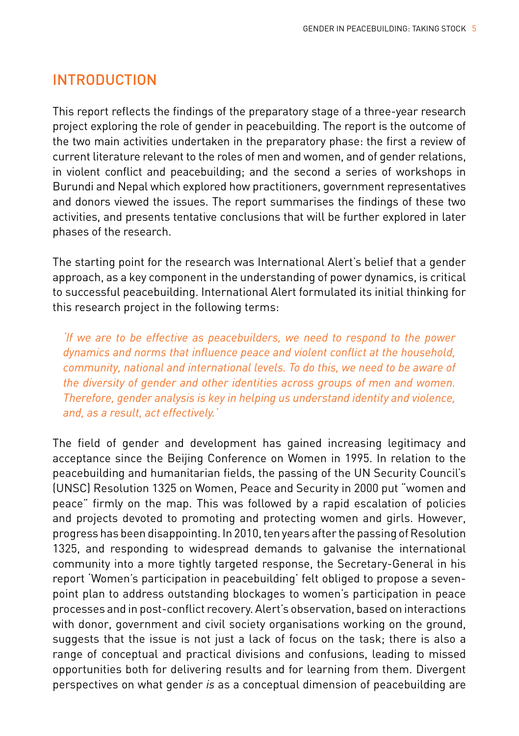## INTRODUCTION

This report reflects the findings of the preparatory stage of a three-year research project exploring the role of gender in peacebuilding. The report is the outcome of the two main activities undertaken in the preparatory phase: the first a review of current literature relevant to the roles of men and women, and of gender relations, in violent conflict and peacebuilding; and the second a series of workshops in Burundi and Nepal which explored how practitioners, government representatives and donors viewed the issues. The report summarises the findings of these two activities, and presents tentative conclusions that will be further explored in later phases of the research.

The starting point for the research was International Alert's belief that a gender approach, as a key component in the understanding of power dynamics, is critical to successful peacebuilding. International Alert formulated its initial thinking for this research project in the following terms:

> *'If we are to be effective as peacebuilders, we need to respond to the power dynamics and norms that influence peace and violent conflict at the household, community, national and international levels. To do this, we need to be aware of the diversity of gender and other identities across groups of men and women. Therefore, gender analysis is key in helping us understand identity and violence, and, as a result, act effectively.'*

The field of gender and development has gained increasing legitimacy and acceptance since the Beijing Conference on Women in 1995. In relation to the peacebuilding and humanitarian fields, the passing of the UN Security Council's (UNSC) Resolution 1325 on Women, Peace and Security in 2000 put "women and peace" firmly on the map. This was followed by a rapid escalation of policies and projects devoted to promoting and protecting women and girls. However, progress has been disappointing. In 2010, ten years after the passing of Resolution 1325, and responding to widespread demands to galvanise the international community into a more tightly targeted response, the Secretary-General in his report 'Women's participation in peacebuilding' felt obliged to propose a seven-point plan to address outstanding blockages to women's participation in peace processes and in post-conflict recovery. Alert's observation, based on interactions with donor, government and civil society organisations working on the ground, suggests that the issue is not just a lack of focus on the task; there is also a range of conceptual and practical divisions and confusions, leading to missed opportunities both for delivering results and for learning from them. Divergent perspectives on what gender *is* as a conceptual dimension of peacebuilding are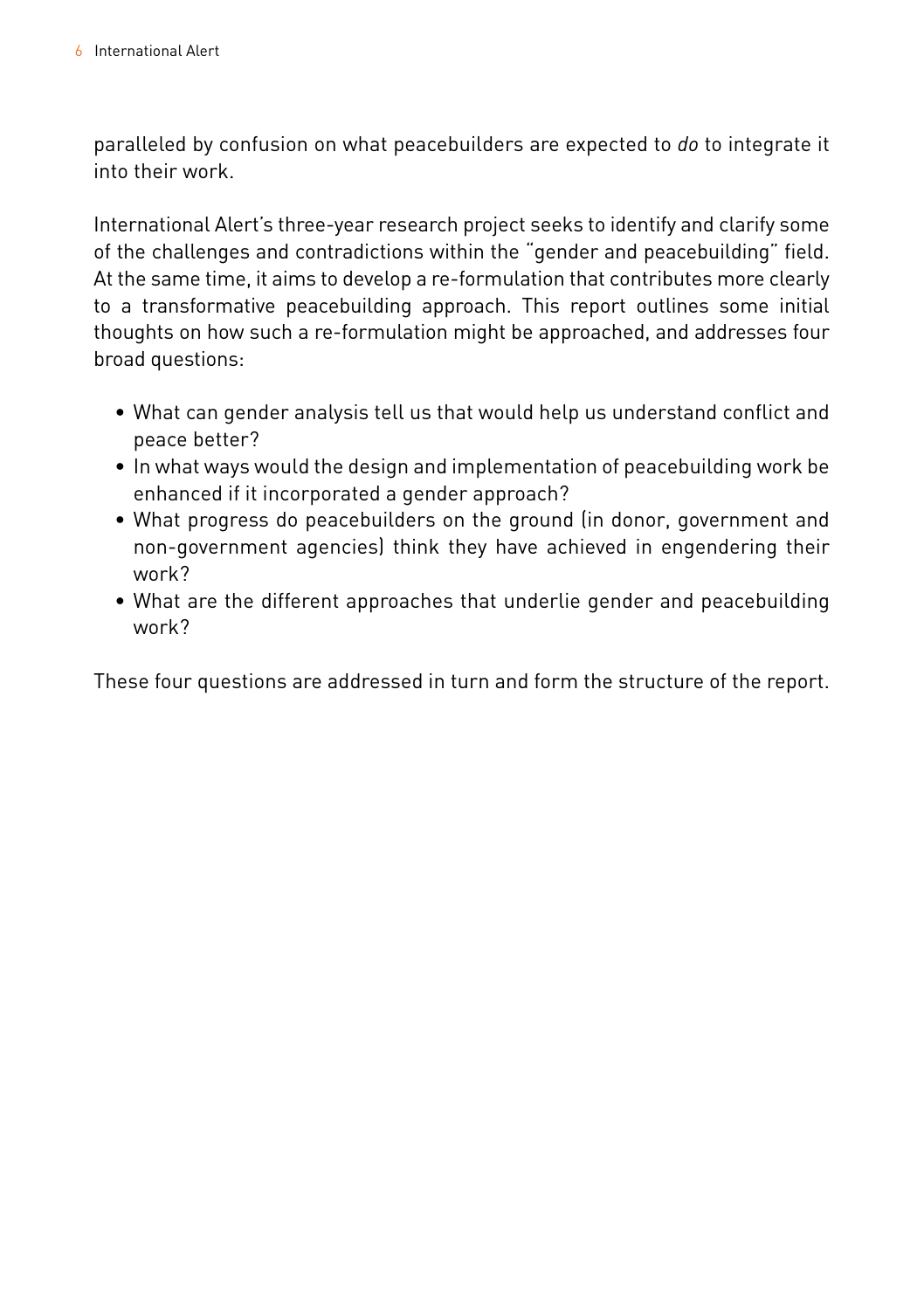paralleled by confusion on what peacebuilders are expected to *do* to integrate it into their work.

International Alert's three-year research project seeks to identify and clarify some of the challenges and contradictions within the "gender and peacebuilding" field. At the same time, it aims to develop a re-formulation that contributes more clearly to a transformative peacebuilding approach. This report outlines some initial thoughts on how such a re-formulation might be approached, and addresses four broad questions:

- What can gender analysis tell us that would help us understand conflict and peace better?
- In what ways would the design and implementation of peacebuilding work be enhanced if it incorporated a gender approach?
- What progress do peacebuilders on the ground (in donor, government and non-government agencies) think they have achieved in engendering their work?
- What are the different approaches that underlie gender and peacebuilding work?

These four questions are addressed in turn and form the structure of the report.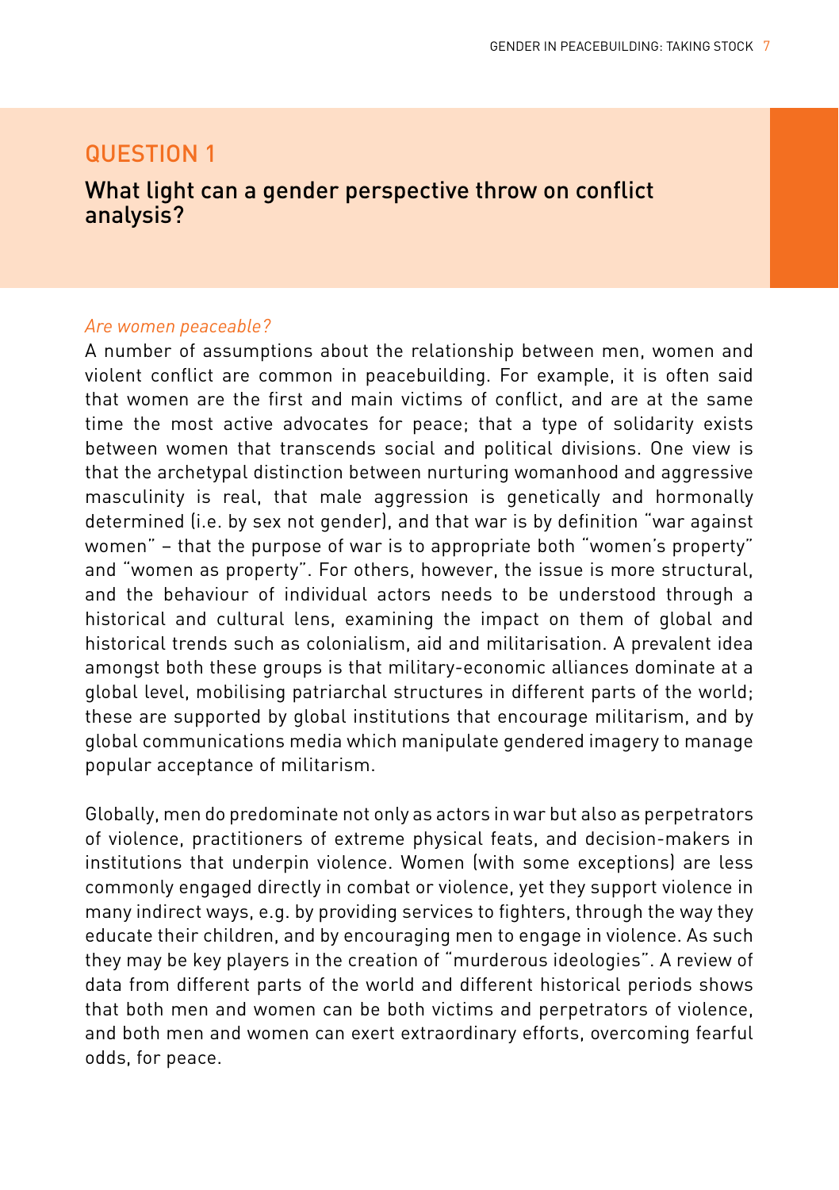## QUESTION 1

### What light can a gender perspective throw on conflict analysis?

*Are women peaceable?*

A number of assumptions about the relationship between men, women and violent conflict are common in peacebuilding. For example, it is often said that women are the first and main victims of conflict, and are at the same time the most active advocates for peace; that a type of solidarity exists between women that transcends social and political divisions. One view is that the archetypal distinction between nurturing womanhood and aggressive masculinity is real, that male aggression is genetically and hormonally determined (i.e. by sex not gender), and that war is by definition "war against women" – that the purpose of war is to appropriate both "women's property" and "women as property". For others, however, the issue is more structural, and the behaviour of individual actors needs to be understood through a historical and cultural lens, examining the impact on them of global and historical trends such as colonialism, aid and militarisation. A prevalent idea amongst both these groups is that military-economic alliances dominate at a global level, mobilising patriarchal structures in different parts of the world; these are supported by global institutions that encourage militarism, and by global communications media which manipulate gendered imagery to manage popular acceptance of militarism.

Globally, men do predominate not only as actors in war but also as perpetrators of violence, practitioners of extreme physical feats, and decision-makers in institutions that underpin violence. Women (with some exceptions) are less commonly engaged directly in combat or violence, yet they support violence in many indirect ways, e.g. by providing services to fighters, through the way they educate their children, and by encouraging men to engage in violence. As such they may be key players in the creation of "murderous ideologies". A review of data from different parts of the world and different historical periods shows that both men and women can be both victims and perpetrators of violence, and both men and women can exert extraordinary efforts, overcoming fearful odds, for peace.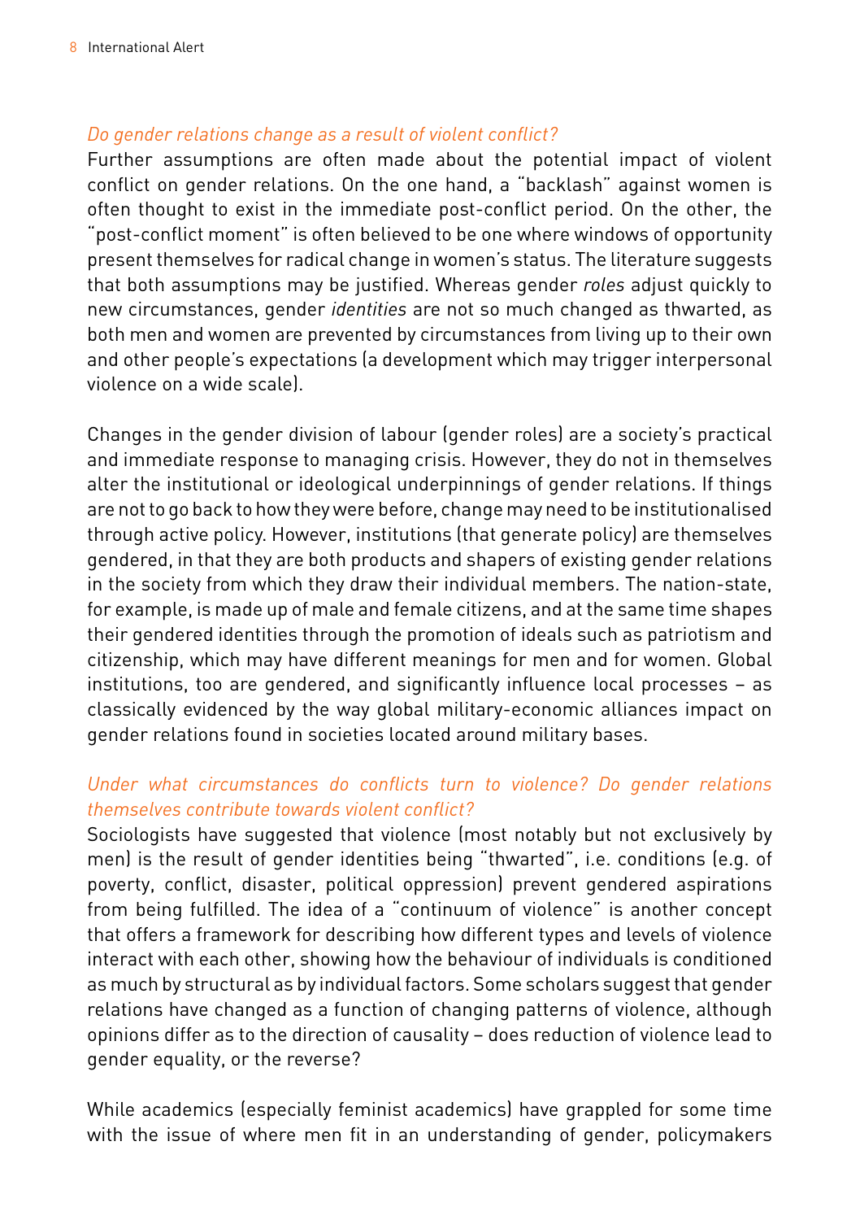*Do gender relations change as a result of violent conflict?*

Further assumptions are often made about the potential impact of violent conflict on gender relations. On the one hand, a "backlash" against women is often thought to exist in the immediate post-conflict period. On the other, the "post-conflict moment" is often believed to be one where windows of opportunity present themselves for radical change in women's status. The literature suggests that both assumptions may be justified. Whereas gender *roles* adjust quickly to new circumstances, gender *identities* are not so much changed as thwarted, as both men and women are prevented by circumstances from living up to their own and other people's expectations (a development which may trigger interpersonal violence on a wide scale).

Changes in the gender division of labour (gender roles) are a society's practical and immediate response to managing crisis. However, they do not in themselves alter the institutional or ideological underpinnings of gender relations. If things are not to go back to how they were before, change may need to be institutionalised through active policy. However, institutions (that generate policy) are themselves gendered, in that they are both products and shapers of existing gender relations in the society from which they draw their individual members. The nation-state, for example, is made up of male and female citizens, and at the same time shapes their gendered identities through the promotion of ideals such as patriotism and citizenship, which may have different meanings for men and for women. Global institutions, too are gendered, and significantly influence local processes – as classically evidenced by the way global military-economic alliances impact on gender relations found in societies located around military bases.

*Under what circumstances do conflicts turn to violence? Do gender relations themselves contribute towards violent conflict?*

Sociologists have suggested that violence (most notably but not exclusively by men) is the result of gender identities being "thwarted", i.e. conditions (e.g. of poverty, conflict, disaster, political oppression) prevent gendered aspirations from being fulfilled. The idea of a "continuum of violence" is another concept that offers a framework for describing how different types and levels of violence interact with each other, showing how the behaviour of individuals is conditioned as much by structural as by individual factors. Some scholars suggest that gender relations have changed as a function of changing patterns of violence, although opinions differ as to the direction of causality – does reduction of violence lead to gender equality, or the reverse?

While academics (especially feminist academics) have grappled for some time with the issue of where men fit in an understanding of gender, policymakers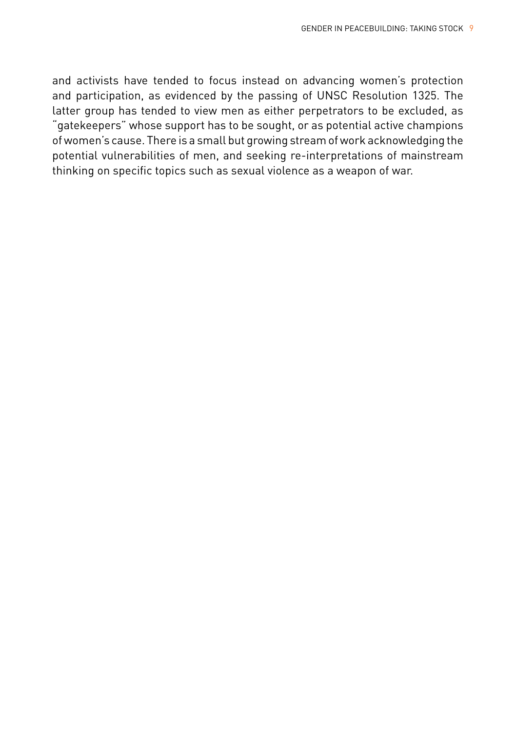and activists have tended to focus instead on advancing women's protection and participation, as evidenced by the passing of UNSC Resolution 1325. The latter group has tended to view men as either perpetrators to be excluded, as "gatekeepers" whose support has to be sought, or as potential active champions of women's cause. There is a small but growing stream of work acknowledging the potential vulnerabilities of men, and seeking re-interpretations of mainstream thinking on specific topics such as sexual violence as a weapon of war.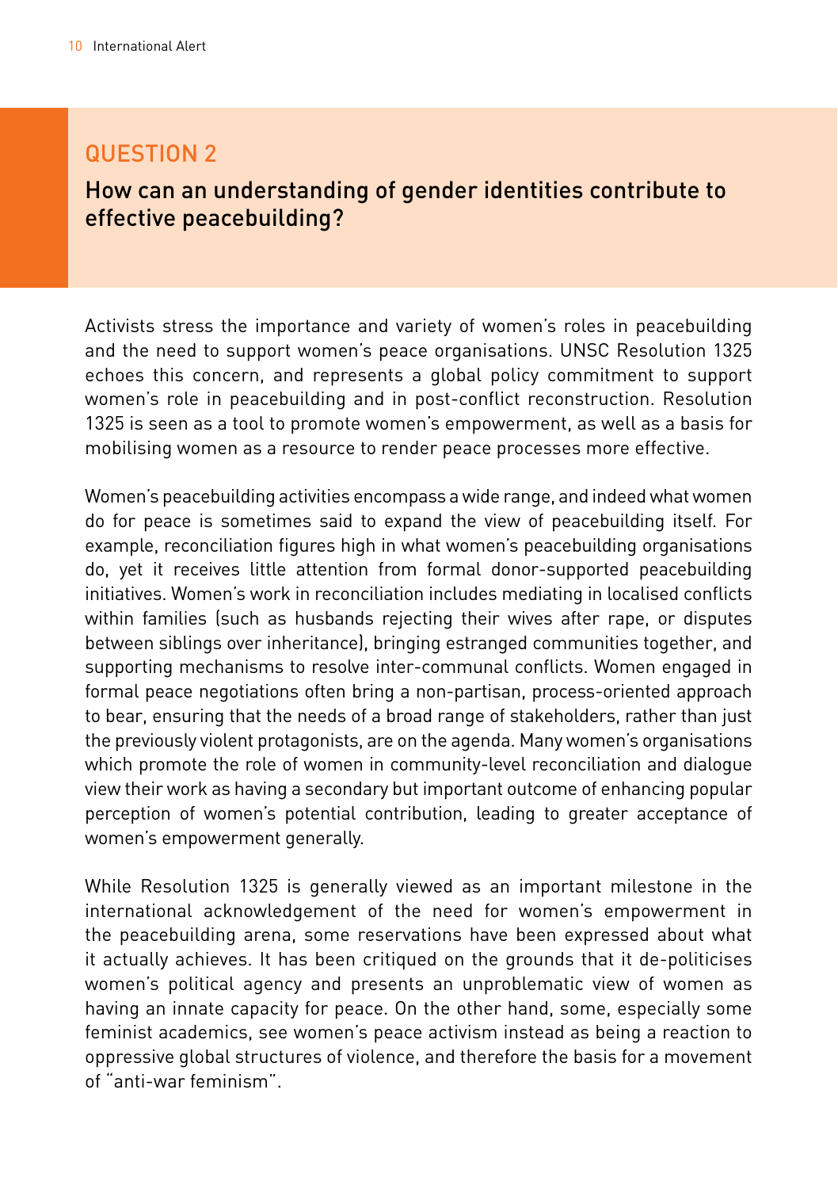## QUESTION 2

### How can an understanding of gender identities contribute to effective peacebuilding?

Activists stress the importance and variety of women's roles in peacebuilding and the need to support women's peace organisations. UNSC Resolution 1325 echoes this concern, and represents a global policy commitment to support women's role in peacebuilding and in post-conflict reconstruction. Resolution 1325 is seen as a tool to promote women's empowerment, as well as a basis for mobilising women as a resource to render peace processes more effective.

Women's peacebuilding activities encompass a wide range, and indeed what women do for peace is sometimes said to expand the view of peacebuilding itself. For example, reconciliation figures high in what women's peacebuilding organisations do, yet it receives little attention from formal donor-supported peacebuilding initiatives. Women's work in reconciliation includes mediating in localised conflicts within families (such as husbands rejecting their wives after rape, or disputes between siblings over inheritance), bringing estranged communities together, and supporting mechanisms to resolve inter-communal conflicts. Women engaged in formal peace negotiations often bring a non-partisan, process-oriented approach to bear, ensuring that the needs of a broad range of stakeholders, rather than just the previously violent protagonists, are on the agenda. Many women's organisations which promote the role of women in community-level reconciliation and dialogue view their work as having a secondary but important outcome of enhancing popular perception of women's potential contribution, leading to greater acceptance of women's empowerment generally.

While Resolution 1325 is generally viewed as an important milestone in the international acknowledgement of the need for women's empowerment in the peacebuilding arena, some reservations have been expressed about what it actually achieves. It has been critiqued on the grounds that it de-politicises women's political agency and presents an unproblematic view of women as having an innate capacity for peace. On the other hand, some, especially some feminist academics, see women's peace activism instead as being a reaction to oppressive global structures of violence, and therefore the basis for a movement of "anti-war feminism".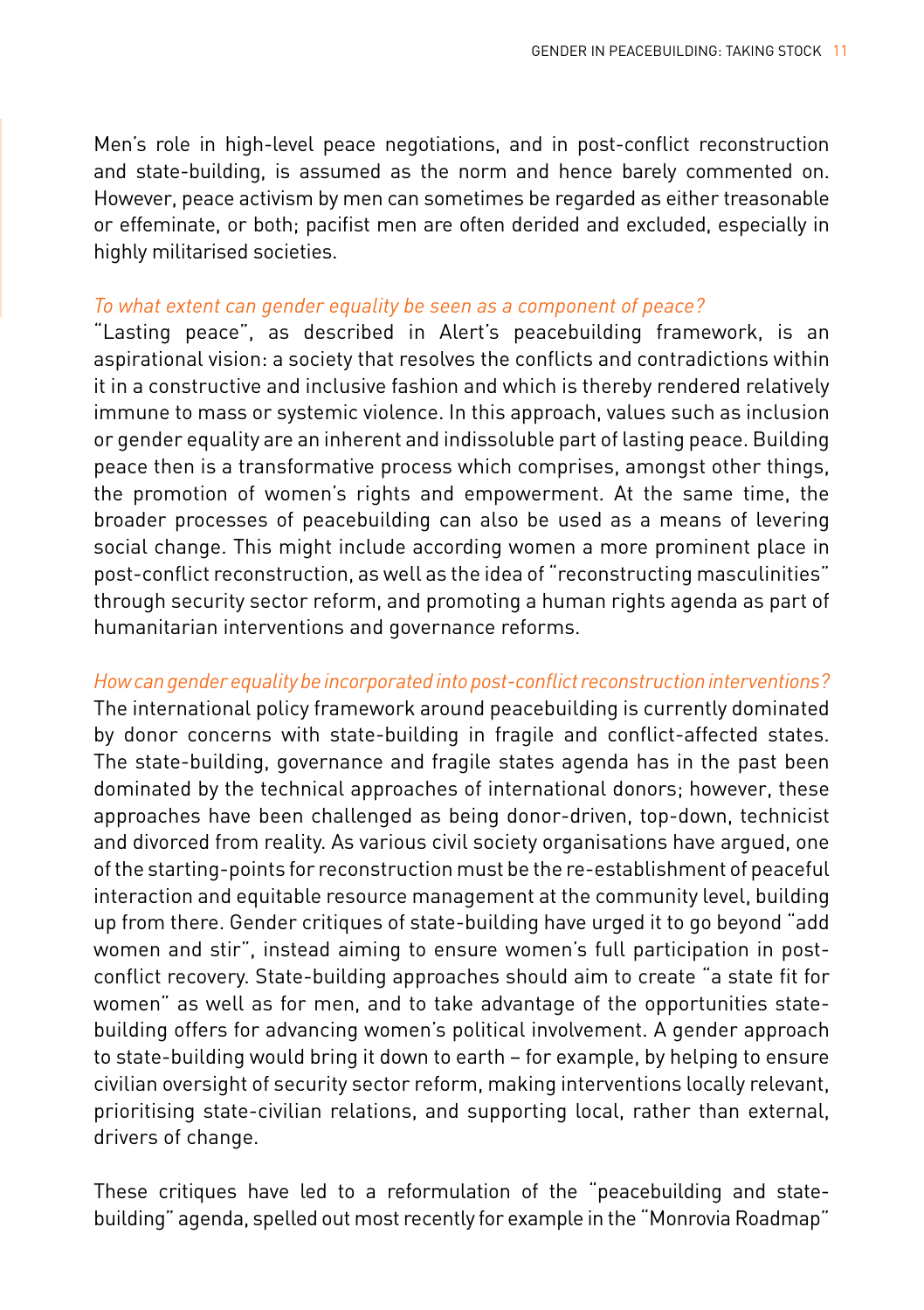Men's role in high-level peace negotiations, and in post-conflict reconstruction and state-building, is assumed as the norm and hence barely commented on. However, peace activism by men can sometimes be regarded as either treasonable or effeminate, or both; pacifist men are often derided and excluded, especially in highly militarised societies.

*To what extent can gender equality be seen as a component of peace?*

"Lasting peace", as described in Alert's peacebuilding framework, is an aspirational vision: a society that resolves the conflicts and contradictions within it in a constructive and inclusive fashion and which is thereby rendered relatively immune to mass or systemic violence. In this approach, values such as inclusion or gender equality are an inherent and indissoluble part of lasting peace. Building peace then is a transformative process which comprises, amongst other things, the promotion of women's rights and empowerment. At the same time, the broader processes of peacebuilding can also be used as a means of levering social change. This might include according women a more prominent place in post-conflict reconstruction, as well as the idea of "reconstructing masculinities" through security sector reform, and promoting a human rights agenda as part of humanitarian interventions and governance reforms.

*How can gender equality be incorporated into post-conflict reconstruction interventions?*

The international policy framework around peacebuilding is currently dominated by donor concerns with state-building in fragile and conflict-affected states. The state-building, governance and fragile states agenda has in the past been dominated by the technical approaches of international donors; however, these approaches have been challenged as being donor-driven, top-down, technicist and divorced from reality. As various civil society organisations have argued, one of the starting-points for reconstruction must be the re-establishment of peaceful interaction and equitable resource management at the community level, building up from there. Gender critiques of state-building have urged it to go beyond "add women and stir", instead aiming to ensure women's full participation in post-conflict recovery. State-building approaches should aim to create "a state fit for women" as well as for men, and to take advantage of the opportunities state-building offers for advancing women's political involvement. A gender approach to state-building would bring it down to earth – for example, by helping to ensure civilian oversight of security sector reform, making interventions locally relevant, prioritising state-civilian relations, and supporting local, rather than external, drivers of change.

These critiques have led to a reformulation of the "peacebuilding and state-building" agenda, spelled out most recently for example in the "Monrovia Roadmap"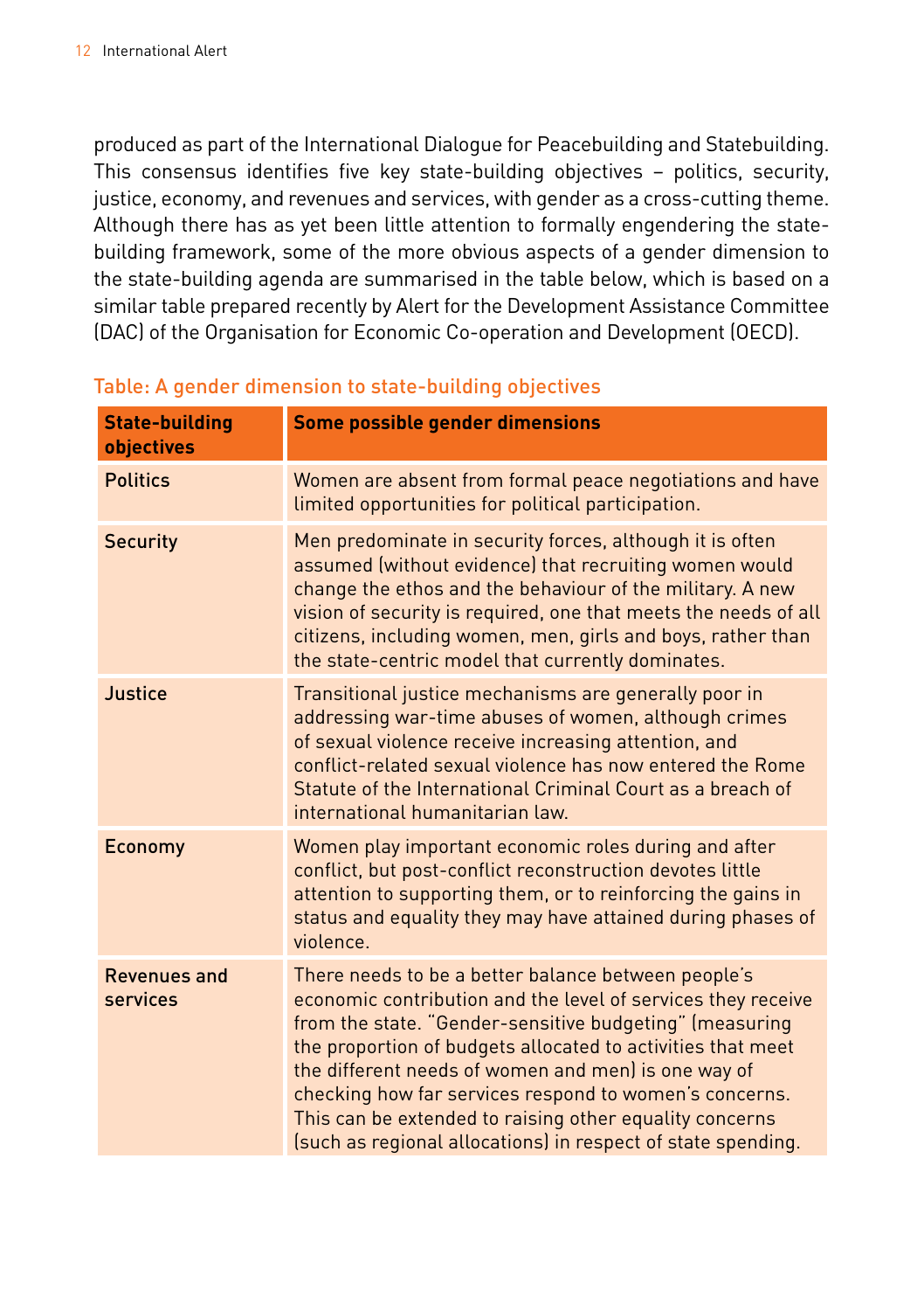produced as part of the International Dialogue for Peacebuilding and Statebuilding. This consensus identifies five key state-building objectives – politics, security, justice, economy, and revenues and services, with gender as a cross-cutting theme. Although there has as yet been little attention to formally engendering the state-building framework, some of the more obvious aspects of a gender dimension to the state-building agenda are summarised in the table below, which is based on a similar table prepared recently by Alert for the Development Assistance Committee (DAC) of the Organisation for Economic Co-operation and Development (OECD).

Table: A gender dimension to state-building objectives

| State-building objectives | Some possible gender dimensions |
|---|---|
| Politics | Women are absent from formal peace negotiations and have limited opportunities for political participation. |
| Security | Men predominate in security forces, although it is often assumed (without evidence) that recruiting women would change the ethos and the behaviour of the military. A new vision of security is required, one that meets the needs of all citizens, including women, men, girls and boys, rather than the state-centric model that currently dominates. |
| Justice | Transitional justice mechanisms are generally poor in addressing war-time abuses of women, although crimes of sexual violence receive increasing attention, and conflict-related sexual violence has now entered the Rome Statute of the International Criminal Court as a breach of international humanitarian law. |
| Economy | Women play important economic roles during and after conflict, but post-conflict reconstruction devotes little attention to supporting them, or to reinforcing the gains in status and equality they may have attained during phases of violence. |
| Revenues and services | There needs to be a better balance between people's economic contribution and the level of services they receive from the state. "Gender-sensitive budgeting" (measuring the proportion of budgets allocated to activities that meet the different needs of women and men) is one way of checking how far services respond to women's concerns. This can be extended to raising other equality concerns (such as regional allocations) in respect of state spending. |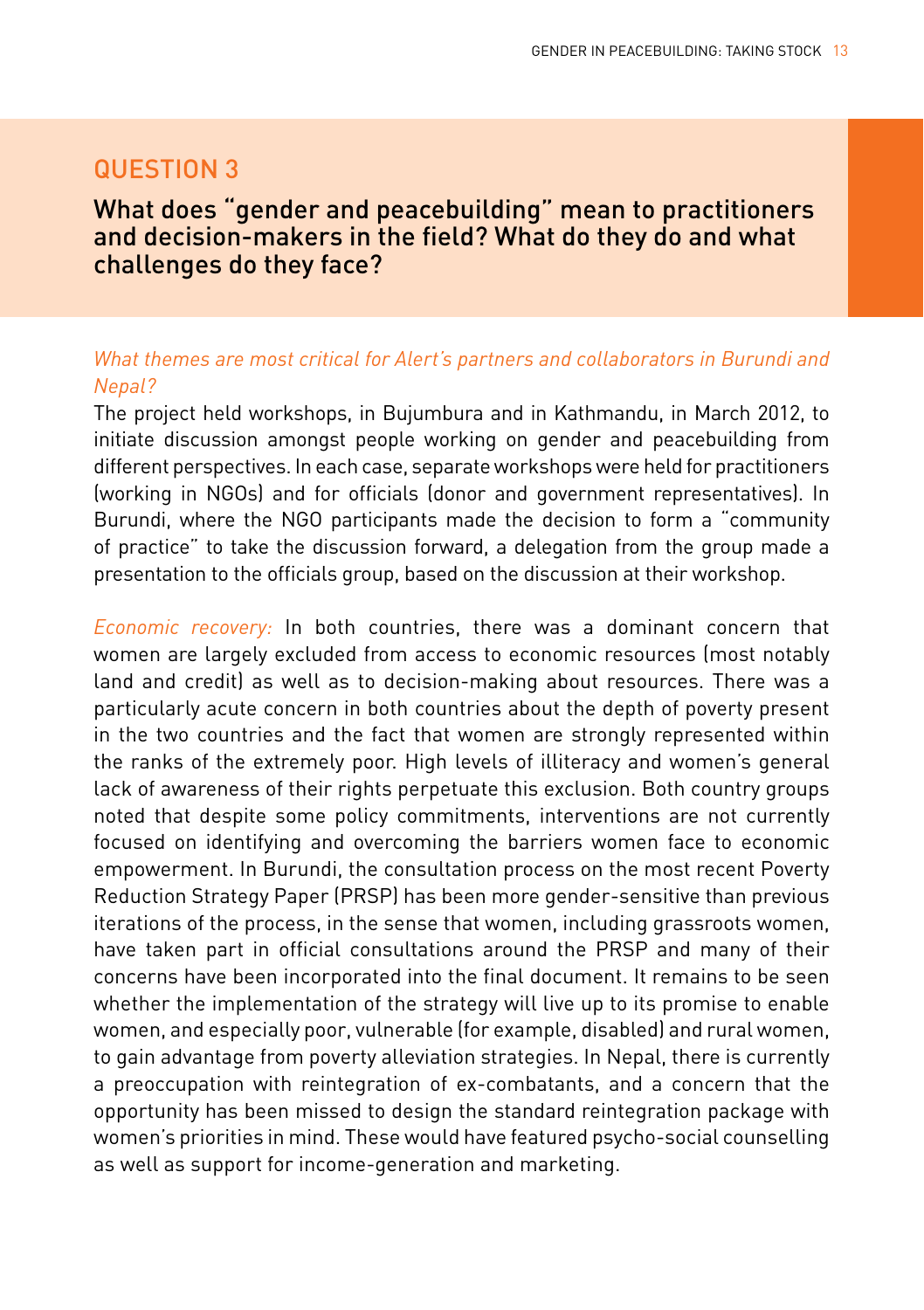## QUESTION 3

### What does "gender and peacebuilding" mean to practitioners and decision-makers in the field? What do they do and what challenges do they face?

*What themes are most critical for Alert's partners and collaborators in Burundi and Nepal?*

The project held workshops, in Bujumbura and in Kathmandu, in March 2012, to initiate discussion amongst people working on gender and peacebuilding from different perspectives. In each case, separate workshops were held for practitioners (working in NGOs) and for officials (donor and government representatives). In Burundi, where the NGO participants made the decision to form a "community of practice" to take the discussion forward, a delegation from the group made a presentation to the officials group, based on the discussion at their workshop.

*Economic recovery:* In both countries, there was a dominant concern that women are largely excluded from access to economic resources (most notably land and credit) as well as to decision-making about resources. There was a particularly acute concern in both countries about the depth of poverty present in the two countries and the fact that women are strongly represented within the ranks of the extremely poor. High levels of illiteracy and women's general lack of awareness of their rights perpetuate this exclusion. Both country groups noted that despite some policy commitments, interventions are not currently focused on identifying and overcoming the barriers women face to economic empowerment. In Burundi, the consultation process on the most recent Poverty Reduction Strategy Paper (PRSP) has been more gender-sensitive than previous iterations of the process, in the sense that women, including grassroots women, have taken part in official consultations around the PRSP and many of their concerns have been incorporated into the final document. It remains to be seen whether the implementation of the strategy will live up to its promise to enable women, and especially poor, vulnerable (for example, disabled) and rural women, to gain advantage from poverty alleviation strategies. In Nepal, there is currently a preoccupation with reintegration of ex-combatants, and a concern that the opportunity has been missed to design the standard reintegration package with women's priorities in mind. These would have featured psycho-social counselling as well as support for income-generation and marketing.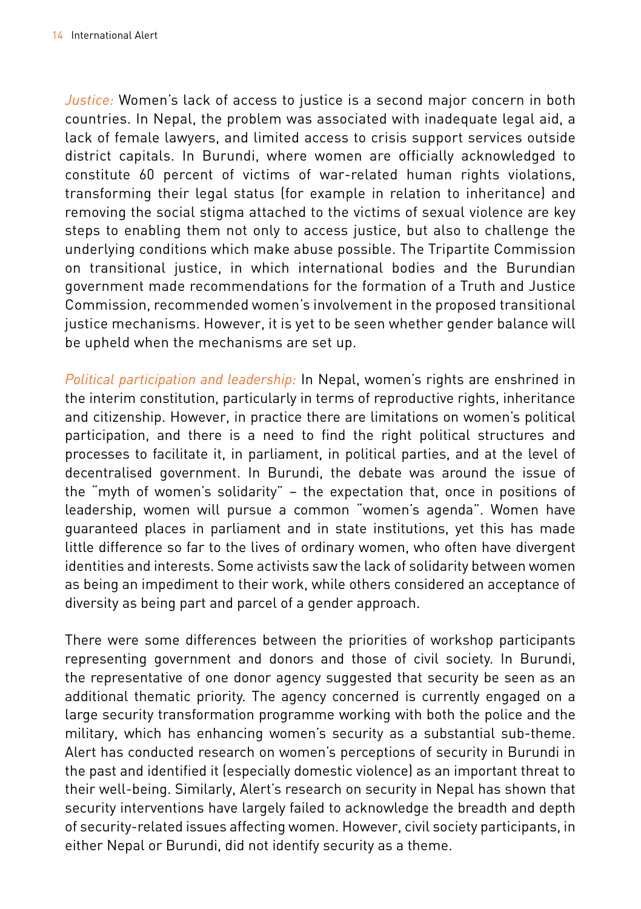*Justice:* Women's lack of access to justice is a second major concern in both countries. In Nepal, the problem was associated with inadequate legal aid, a lack of female lawyers, and limited access to crisis support services outside district capitals. In Burundi, where women are officially acknowledged to constitute 60 percent of victims of war-related human rights violations, transforming their legal status (for example in relation to inheritance) and removing the social stigma attached to the victims of sexual violence are key steps to enabling them not only to access justice, but also to challenge the underlying conditions which make abuse possible. The Tripartite Commission on transitional justice, in which international bodies and the Burundian government made recommendations for the formation of a Truth and Justice Commission, recommended women's involvement in the proposed transitional justice mechanisms. However, it is yet to be seen whether gender balance will be upheld when the mechanisms are set up.

*Political participation and leadership:* In Nepal, women's rights are enshrined in the interim constitution, particularly in terms of reproductive rights, inheritance and citizenship. However, in practice there are limitations on women's political participation, and there is a need to find the right political structures and processes to facilitate it, in parliament, in political parties, and at the level of decentralised government. In Burundi, the debate was around the issue of the "myth of women's solidarity" – the expectation that, once in positions of leadership, women will pursue a common "women's agenda". Women have guaranteed places in parliament and in state institutions, yet this has made little difference so far to the lives of ordinary women, who often have divergent identities and interests. Some activists saw the lack of solidarity between women as being an impediment to their work, while others considered an acceptance of diversity as being part and parcel of a gender approach.

There were some differences between the priorities of workshop participants representing government and donors and those of civil society. In Burundi, the representative of one donor agency suggested that security be seen as an additional thematic priority. The agency concerned is currently engaged on a large security transformation programme working with both the police and the military, which has enhancing women's security as a substantial sub-theme. Alert has conducted research on women's perceptions of security in Burundi in the past and identified it (especially domestic violence) as an important threat to their well-being. Similarly, Alert's research on security in Nepal has shown that security interventions have largely failed to acknowledge the breadth and depth of security-related issues affecting women. However, civil society participants, in either Nepal or Burundi, did not identify security as a theme.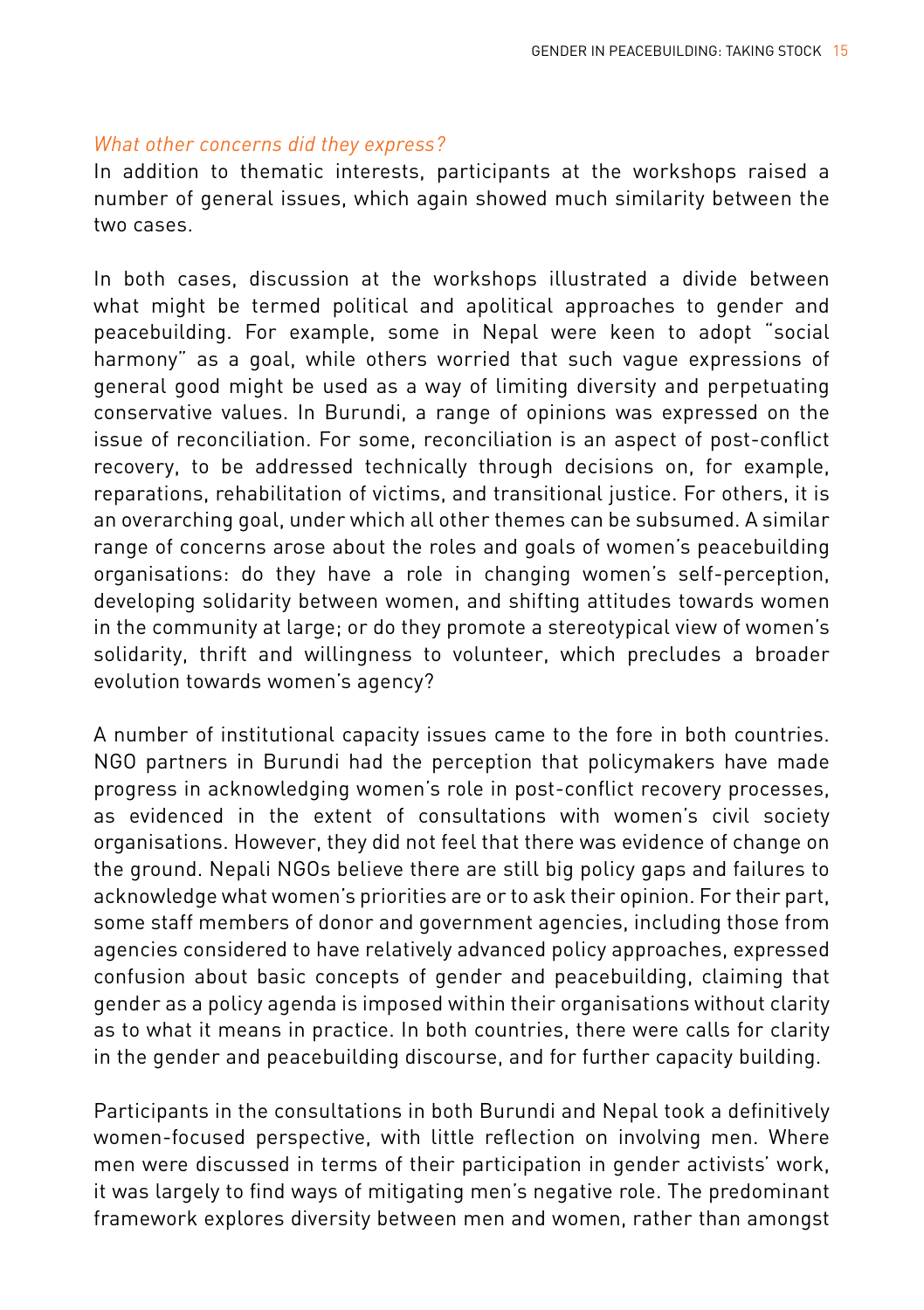*What other concerns did they express?*

In addition to thematic interests, participants at the workshops raised a number of general issues, which again showed much similarity between the two cases.

In both cases, discussion at the workshops illustrated a divide between what might be termed political and apolitical approaches to gender and peacebuilding. For example, some in Nepal were keen to adopt "social harmony" as a goal, while others worried that such vague expressions of general good might be used as a way of limiting diversity and perpetuating conservative values. In Burundi, a range of opinions was expressed on the issue of reconciliation. For some, reconciliation is an aspect of post-conflict recovery, to be addressed technically through decisions on, for example, reparations, rehabilitation of victims, and transitional justice. For others, it is an overarching goal, under which all other themes can be subsumed. A similar range of concerns arose about the roles and goals of women's peacebuilding organisations: do they have a role in changing women's self-perception, developing solidarity between women, and shifting attitudes towards women in the community at large; or do they promote a stereotypical view of women's solidarity, thrift and willingness to volunteer, which precludes a broader evolution towards women's agency?

A number of institutional capacity issues came to the fore in both countries. NGO partners in Burundi had the perception that policymakers have made progress in acknowledging women's role in post-conflict recovery processes, as evidenced in the extent of consultations with women's civil society organisations. However, they did not feel that there was evidence of change on the ground. Nepali NGOs believe there are still big policy gaps and failures to acknowledge what women's priorities are or to ask their opinion. For their part, some staff members of donor and government agencies, including those from agencies considered to have relatively advanced policy approaches, expressed confusion about basic concepts of gender and peacebuilding, claiming that gender as a policy agenda is imposed within their organisations without clarity as to what it means in practice. In both countries, there were calls for clarity in the gender and peacebuilding discourse, and for further capacity building.

Participants in the consultations in both Burundi and Nepal took a definitively women-focused perspective, with little reflection on involving men. Where men were discussed in terms of their participation in gender activists' work, it was largely to find ways of mitigating men's negative role. The predominant framework explores diversity between men and women, rather than amongst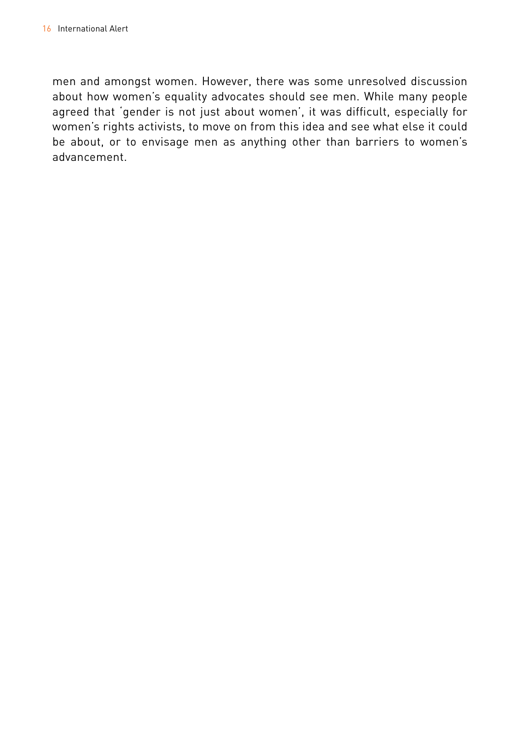men and amongst women. However, there was some unresolved discussion about how women's equality advocates should see men. While many people agreed that 'gender is not just about women', it was difficult, especially for women's rights activists, to move on from this idea and see what else it could be about, or to envisage men as anything other than barriers to women's advancement.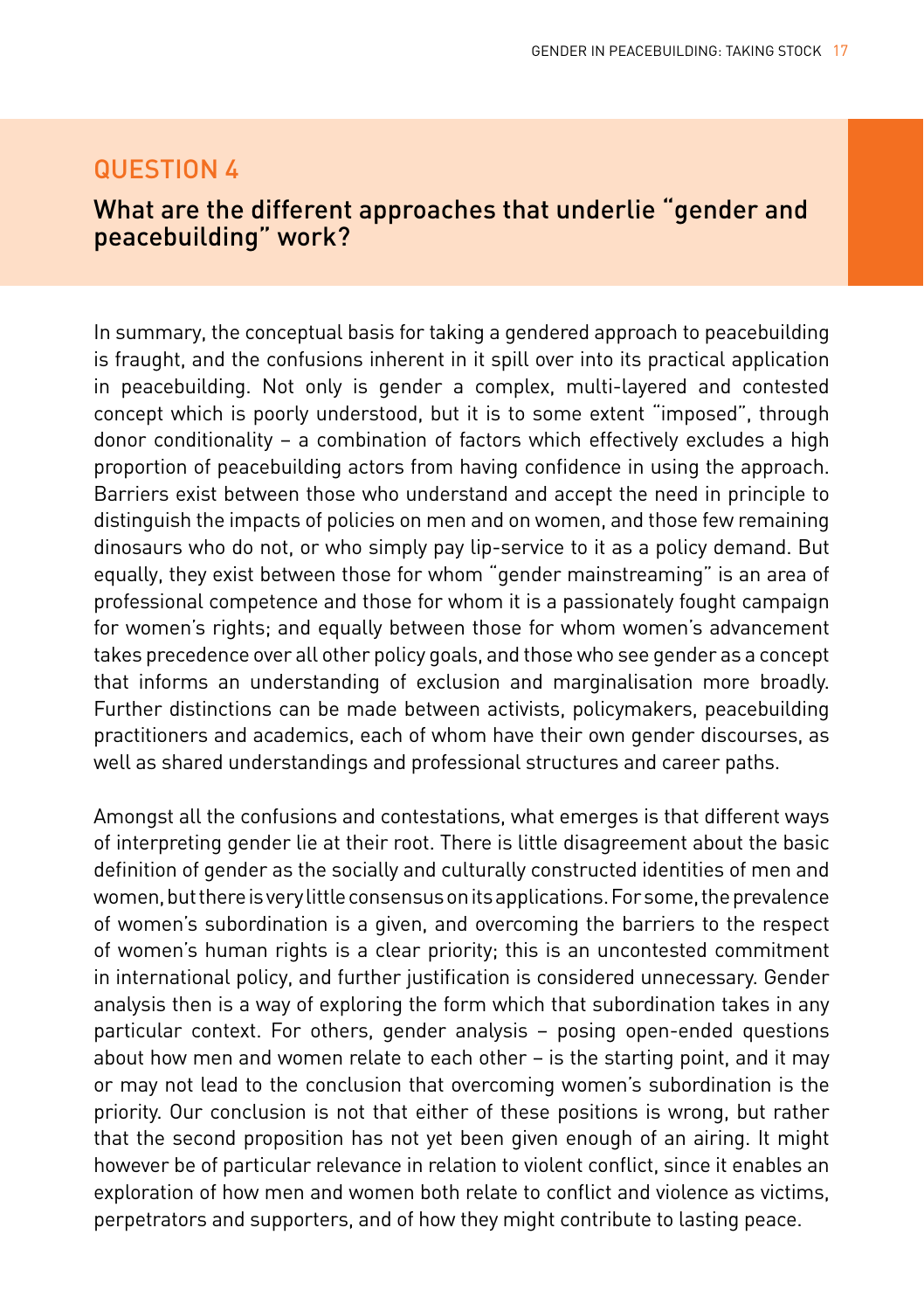## QUESTION 4

### What are the different approaches that underlie "gender and peacebuilding" work?

In summary, the conceptual basis for taking a gendered approach to peacebuilding is fraught, and the confusions inherent in it spill over into its practical application in peacebuilding. Not only is gender a complex, multi-layered and contested concept which is poorly understood, but it is to some extent "imposed", through donor conditionality – a combination of factors which effectively excludes a high proportion of peacebuilding actors from having confidence in using the approach. Barriers exist between those who understand and accept the need in principle to distinguish the impacts of policies on men and on women, and those few remaining dinosaurs who do not, or who simply pay lip-service to it as a policy demand. But equally, they exist between those for whom "gender mainstreaming" is an area of professional competence and those for whom it is a passionately fought campaign for women's rights; and equally between those for whom women's advancement takes precedence over all other policy goals, and those who see gender as a concept that informs an understanding of exclusion and marginalisation more broadly. Further distinctions can be made between activists, policymakers, peacebuilding practitioners and academics, each of whom have their own gender discourses, as well as shared understandings and professional structures and career paths.

Amongst all the confusions and contestations, what emerges is that different ways of interpreting gender lie at their root. There is little disagreement about the basic definition of gender as the socially and culturally constructed identities of men and women, but there is very little consensus on its applications. For some, the prevalence of women's subordination is a given, and overcoming the barriers to the respect of women's human rights is a clear priority; this is an uncontested commitment in international policy, and further justification is considered unnecessary. Gender analysis then is a way of exploring the form which that subordination takes in any particular context. For others, gender analysis – posing open-ended questions about how men and women relate to each other – is the starting point, and it may or may not lead to the conclusion that overcoming women's subordination is the priority. Our conclusion is not that either of these positions is wrong, but rather that the second proposition has not yet been given enough of an airing. It might however be of particular relevance in relation to violent conflict, since it enables an exploration of how men and women both relate to conflict and violence as victims, perpetrators and supporters, and of how they might contribute to lasting peace.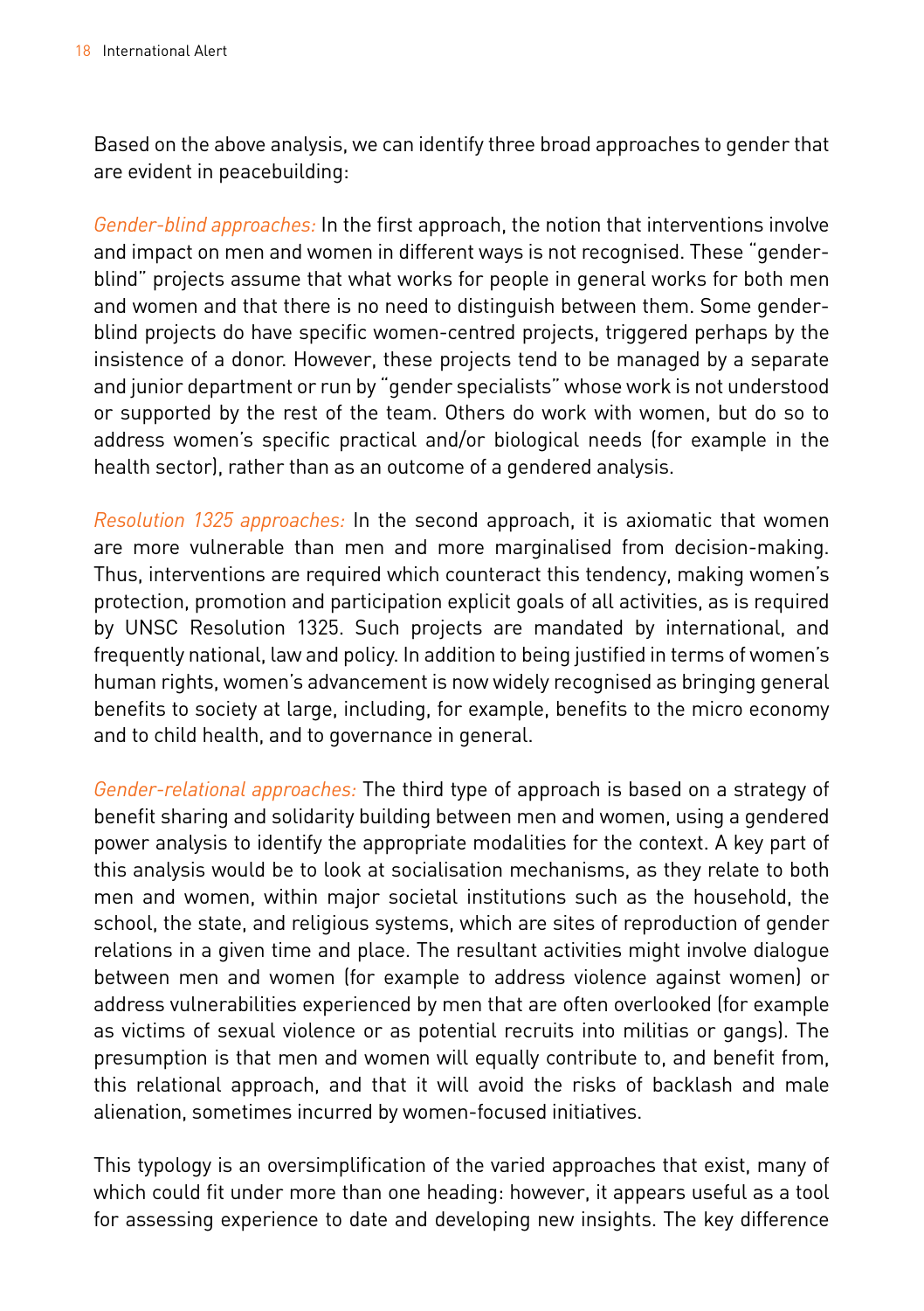Based on the above analysis, we can identify three broad approaches to gender that are evident in peacebuilding:

*Gender-blind approaches:* In the first approach, the notion that interventions involve and impact on men and women in different ways is not recognised. These "gender-blind" projects assume that what works for people in general works for both men and women and that there is no need to distinguish between them. Some gender-blind projects do have specific women-centred projects, triggered perhaps by the insistence of a donor. However, these projects tend to be managed by a separate and junior department or run by "gender specialists" whose work is not understood or supported by the rest of the team. Others do work with women, but do so to address women's specific practical and/or biological needs (for example in the health sector), rather than as an outcome of a gendered analysis.

*Resolution 1325 approaches:* In the second approach, it is axiomatic that women are more vulnerable than men and more marginalised from decision-making. Thus, interventions are required which counteract this tendency, making women's protection, promotion and participation explicit goals of all activities, as is required by UNSC Resolution 1325. Such projects are mandated by international, and frequently national, law and policy. In addition to being justified in terms of women's human rights, women's advancement is now widely recognised as bringing general benefits to society at large, including, for example, benefits to the micro economy and to child health, and to governance in general.

*Gender-relational approaches:* The third type of approach is based on a strategy of benefit sharing and solidarity building between men and women, using a gendered power analysis to identify the appropriate modalities for the context. A key part of this analysis would be to look at socialisation mechanisms, as they relate to both men and women, within major societal institutions such as the household, the school, the state, and religious systems, which are sites of reproduction of gender relations in a given time and place. The resultant activities might involve dialogue between men and women (for example to address violence against women) or address vulnerabilities experienced by men that are often overlooked (for example as victims of sexual violence or as potential recruits into militias or gangs). The presumption is that men and women will equally contribute to, and benefit from, this relational approach, and that it will avoid the risks of backlash and male alienation, sometimes incurred by women-focused initiatives.

This typology is an oversimplification of the varied approaches that exist, many of which could fit under more than one heading: however, it appears useful as a tool for assessing experience to date and developing new insights. The key difference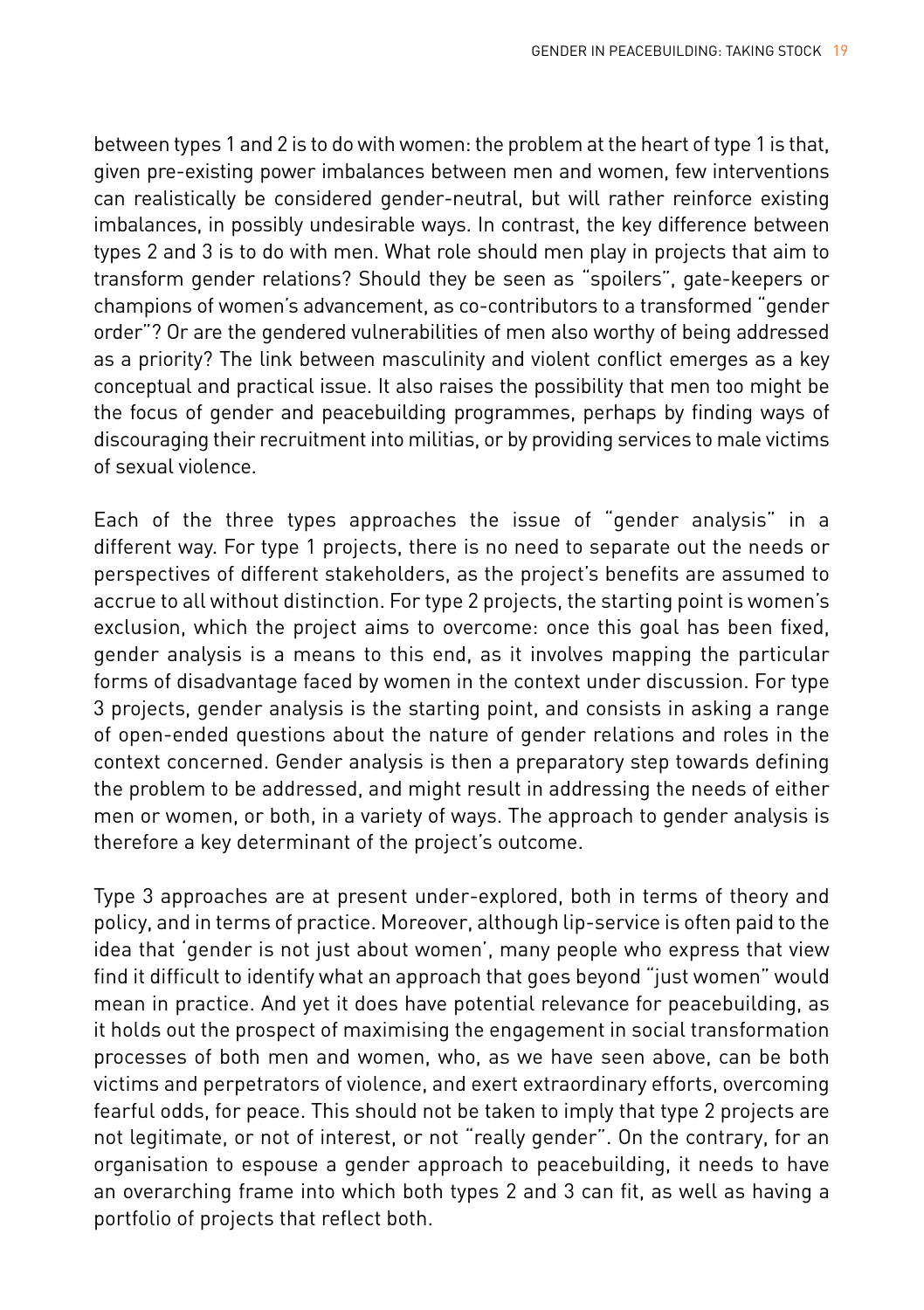between types 1 and 2 is to do with women: the problem at the heart of type 1 is that, given pre-existing power imbalances between men and women, few interventions can realistically be considered gender-neutral, but will rather reinforce existing imbalances, in possibly undesirable ways. In contrast, the key difference between types 2 and 3 is to do with men. What role should men play in projects that aim to transform gender relations? Should they be seen as "spoilers", gate-keepers or champions of women's advancement, as co-contributors to a transformed "gender order"? Or are the gendered vulnerabilities of men also worthy of being addressed as a priority? The link between masculinity and violent conflict emerges as a key conceptual and practical issue. It also raises the possibility that men too might be the focus of gender and peacebuilding programmes, perhaps by finding ways of discouraging their recruitment into militias, or by providing services to male victims of sexual violence.

Each of the three types approaches the issue of "gender analysis" in a different way. For type 1 projects, there is no need to separate out the needs or perspectives of different stakeholders, as the project's benefits are assumed to accrue to all without distinction. For type 2 projects, the starting point is women's exclusion, which the project aims to overcome: once this goal has been fixed, gender analysis is a means to this end, as it involves mapping the particular forms of disadvantage faced by women in the context under discussion. For type 3 projects, gender analysis is the starting point, and consists in asking a range of open-ended questions about the nature of gender relations and roles in the context concerned. Gender analysis is then a preparatory step towards defining the problem to be addressed, and might result in addressing the needs of either men or women, or both, in a variety of ways. The approach to gender analysis is therefore a key determinant of the project's outcome.

Type 3 approaches are at present under-explored, both in terms of theory and policy, and in terms of practice. Moreover, although lip-service is often paid to the idea that 'gender is not just about women', many people who express that view find it difficult to identify what an approach that goes beyond "just women" would mean in practice. And yet it does have potential relevance for peacebuilding, as it holds out the prospect of maximising the engagement in social transformation processes of both men and women, who, as we have seen above, can be both victims and perpetrators of violence, and exert extraordinary efforts, overcoming fearful odds, for peace. This should not be taken to imply that type 2 projects are not legitimate, or not of interest, or not "really gender". On the contrary, for an organisation to espouse a gender approach to peacebuilding, it needs to have an overarching frame into which both types 2 and 3 can fit, as well as having a portfolio of projects that reflect both.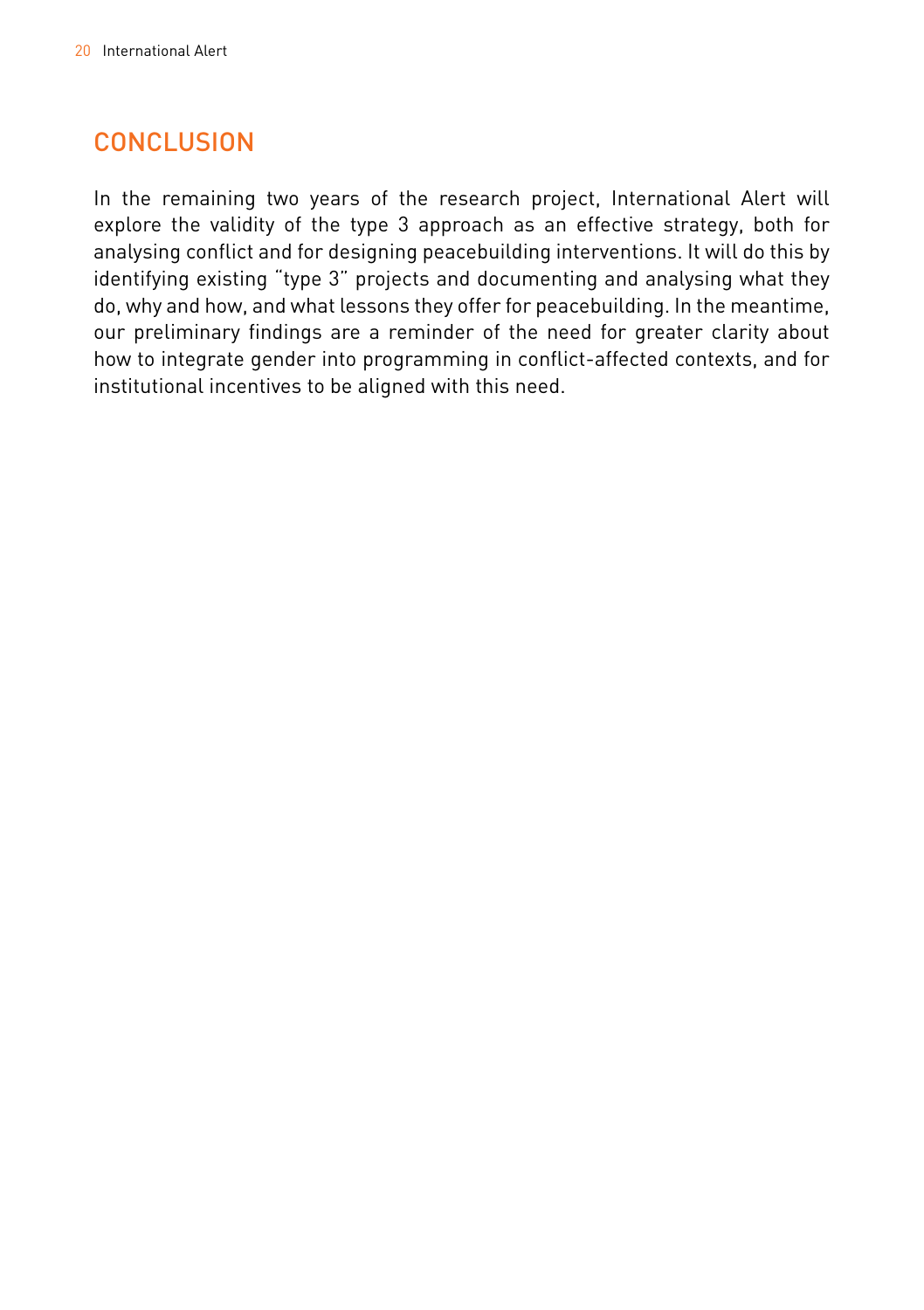## CONCLUSION

In the remaining two years of the research project, International Alert will explore the validity of the type 3 approach as an effective strategy, both for analysing conflict and for designing peacebuilding interventions. It will do this by identifying existing "type 3" projects and documenting and analysing what they do, why and how, and what lessons they offer for peacebuilding. In the meantime, our preliminary findings are a reminder of the need for greater clarity about how to integrate gender into programming in conflict-affected contexts, and for institutional incentives to be aligned with this need.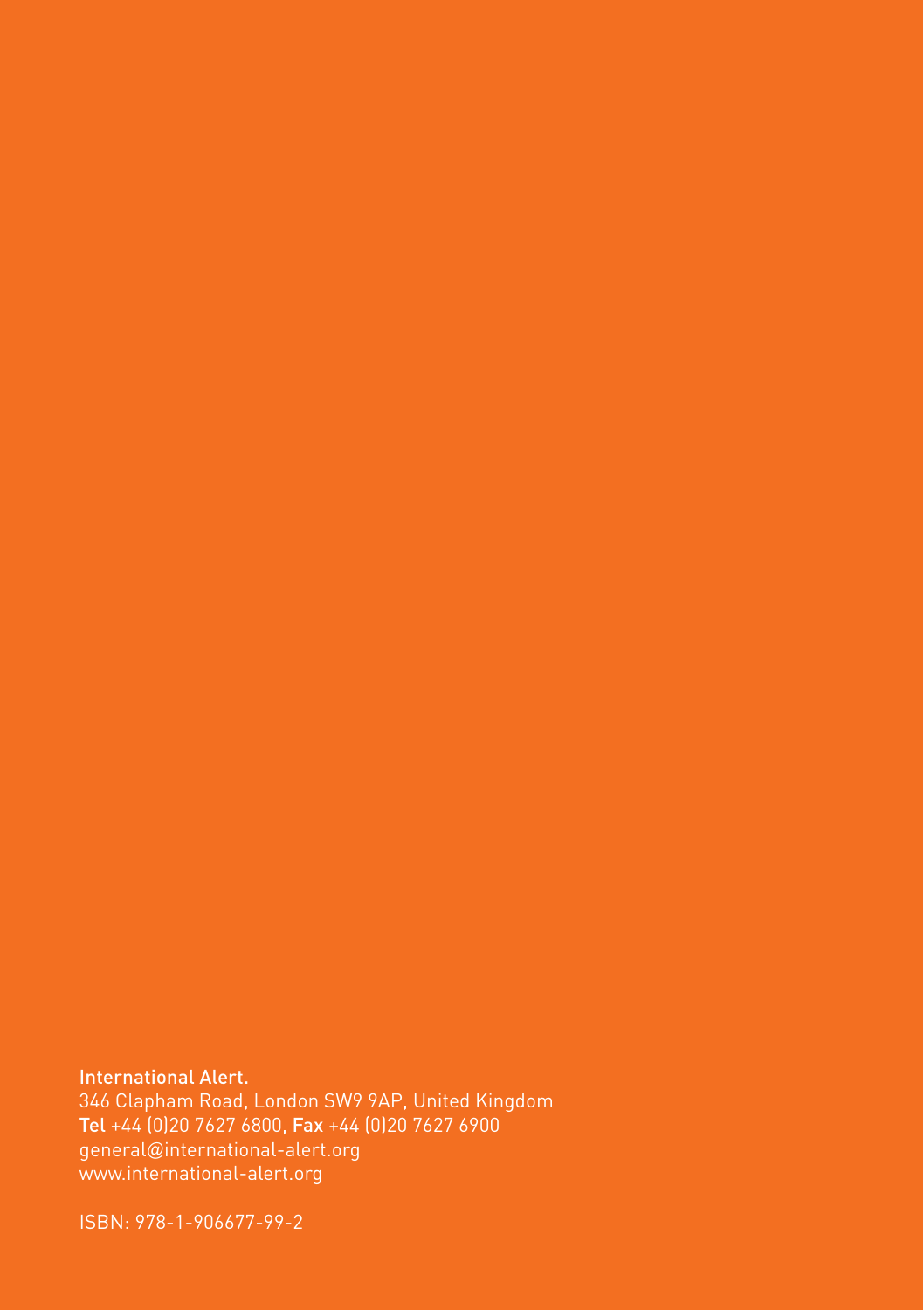International Alert.
346 Clapham Road, London SW9 9AP, United Kingdom
Tel +44 (0)20 7627 6800, Fax +44 (0)20 7627 6900
general@international-alert.org
www.international-alert.org

ISBN: 978-1-906677-99-2